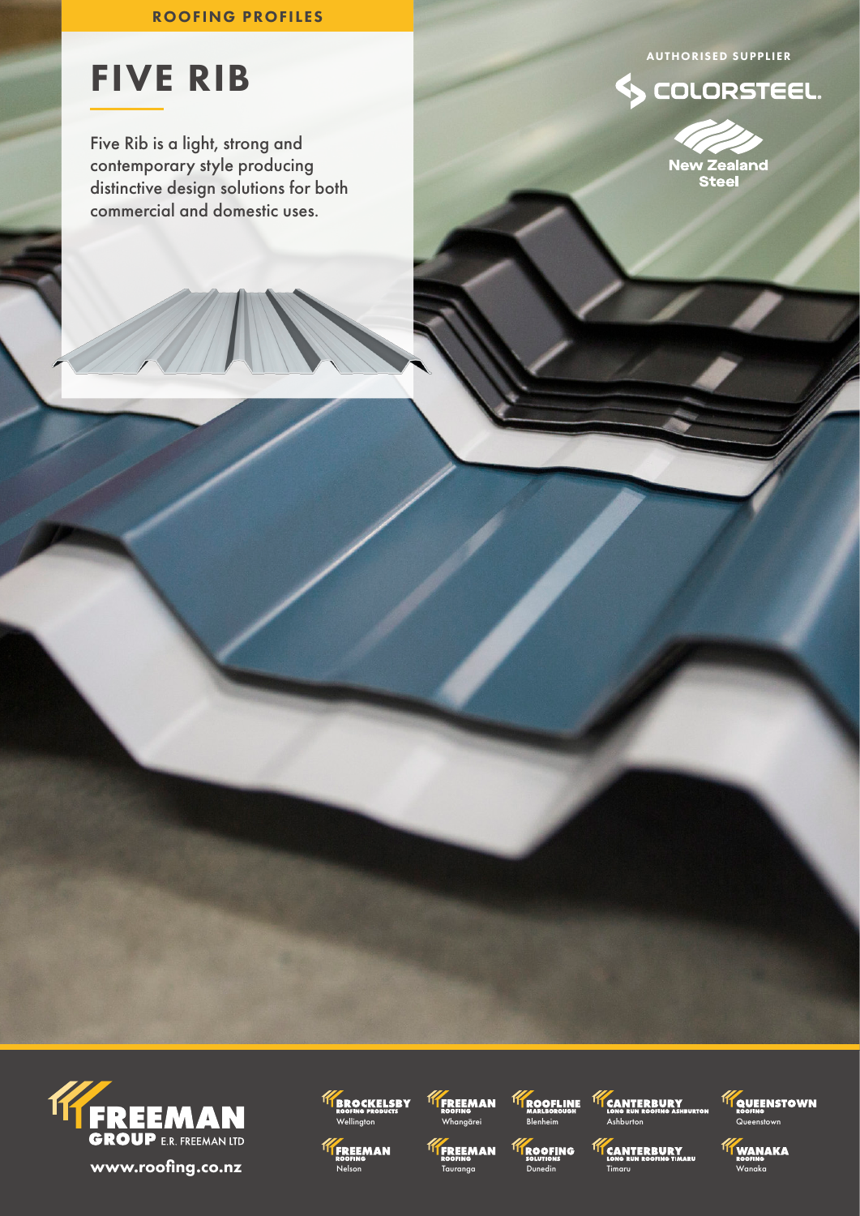ROOFING PROFILES

# FIVE RIB

Five Rib is a light, strong and contemporary style producing distinctive design solutions for both commercial and domestic uses.

AUTHORISED SUPPLIER

COLORSTEEL.

New Zealand Steel

FREEMAN GROUP E.R. FREEMAN LTD

www.roofing.co.nz

- BROCKELSBY ROOFING PRODUCTS – Wellington
- FREEMAN ROOFING – Whangārei
- ROOFLINE MARLBOROUGH – Blenheim
- CANTERBURY LONG RUN ROOFING ASHBURTON – Ashburton
- QUEENSTOWN ROOFING – Queenstown
- FREEMAN ROOFING – Nelson
- FREEMAN ROOFING – Tauranga
- ROOFING SOLUTIONS – Dunedin
- CANTERBURY LONG RUN ROOFING TIMARU – Timaru
- WANAKA ROOFING – Wanaka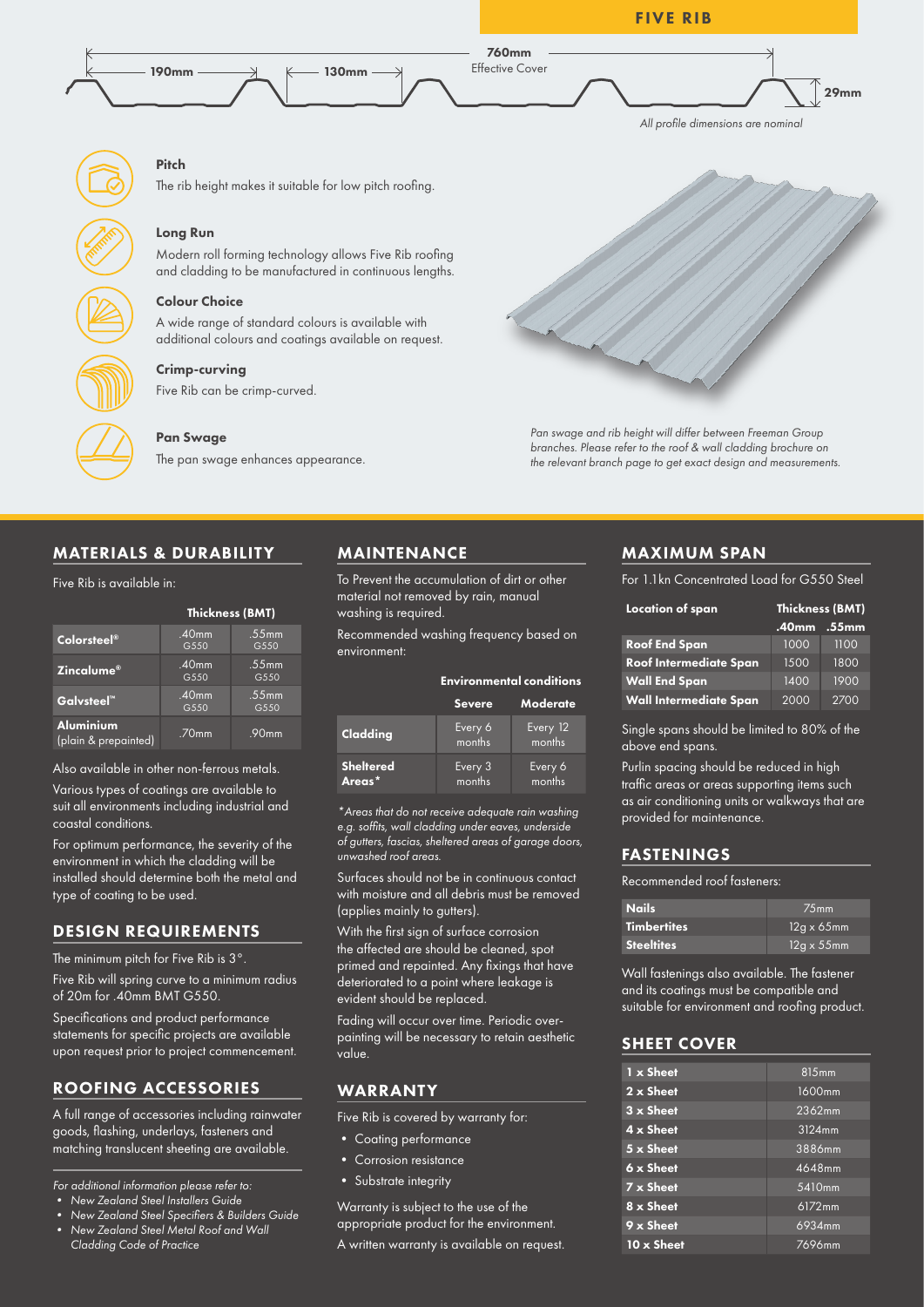# FIVE RIB

760mm
Effective Cover

190mm

130mm

29mm

*All profile dimensions are nominal*

### Pitch

The rib height makes it suitable for low pitch roofing.

### Long Run

Modern roll forming technology allows Five Rib roofing and cladding to be manufactured in continuous lengths.

### Colour Choice

A wide range of standard colours is available with additional colours and coatings available on request.

### Crimp-curving

Five Rib can be crimp-curved.

### Pan Swage

The pan swage enhances appearance.

*Pan swage and rib height will differ between Freeman Group branches. Please refer to the roof & wall cladding brochure on the relevant branch page to get exact design and measurements.*

## MATERIALS & DURABILITY

Five Rib is available in:

| | Thickness (BMT) | |
|---|---|---|
| **Colorsteel®** | .40mm G550 | .55mm G550 |
| **Zincalume®** | .40mm G550 | .55mm G550 |
| **Galvsteel™** | .40mm G550 | .55mm G550 |
| **Aluminium** (plain & prepainted) | .70mm | .90mm |

Also available in other non-ferrous metals.

Various types of coatings are available to suit all environments including industrial and coastal conditions.

For optimum performance, the severity of the environment in which the cladding will be installed should determine both the metal and type of coating to be used.

## DESIGN REQUIREMENTS

The minimum pitch for Five Rib is 3°.

Five Rib will spring curve to a minimum radius of 20m for .40mm BMT G550.

Specifications and product performance statements for specific projects are available upon request prior to project commencement.

## ROOFING ACCESSORIES

A full range of accessories including rainwater goods, flashing, underlays, fasteners and matching translucent sheeting are available.

*For additional information please refer to:*

- *New Zealand Steel Installers Guide*
- *New Zealand Steel Specifiers & Builders Guide*
- *New Zealand Steel Metal Roof and Wall Cladding Code of Practice*

## MAINTENANCE

To Prevent the accumulation of dirt or other material not removed by rain, manual washing is required.

Recommended washing frequency based on environment:

| | Environmental conditions | |
|---|---|---|
| | **Severe** | **Moderate** |
| **Cladding** | Every 6 months | Every 12 months |
| **Sheltered Areas*** | Every 3 months | Every 6 months |

*\*Areas that do not receive adequate rain washing e.g. soffits, wall cladding under eaves, underside of gutters, fascias, sheltered areas of garage doors, unwashed roof areas.*

Surfaces should not be in continuous contact with moisture and all debris must be removed (applies mainly to gutters).

With the first sign of surface corrosion the affected are should be cleaned, spot primed and repainted. Any fixings that have deteriorated to a point where leakage is evident should be replaced.

Fading will occur over time. Periodic over-painting will be necessary to retain aesthetic value.

## WARRANTY

Five Rib is covered by warranty for:

- Coating performance
- Corrosion resistance
- Substrate integrity

Warranty is subject to the use of the appropriate product for the environment.

A written warranty is available on request.

## MAXIMUM SPAN

For 1.1kn Concentrated Load for G550 Steel

| Location of span | Thickness (BMT) | |
|---|---|---|
| | .40mm | .55mm |
| **Roof End Span** | 1000 | 1100 |
| **Roof Intermediate Span** | 1500 | 1800 |
| **Wall End Span** | 1400 | 1900 |
| **Wall Intermediate Span** | 2000 | 2700 |

Single spans should be limited to 80% of the above end spans.

Purlin spacing should be reduced in high traffic areas or areas supporting items such as air conditioning units or walkways that are provided for maintenance.

## FASTENINGS

Recommended roof fasteners:

| | |
|---|---|
| **Nails** | 75mm |
| **Timbertites** | 12g x 65mm |
| **Steeltites** | 12g x 55mm |

Wall fastenings also available. The fastener and its coatings must be compatible and suitable for environment and roofing product.

## SHEET COVER

| | |
|---|---|
| **1 x Sheet** | 815mm |
| **2 x Sheet** | 1600mm |
| **3 x Sheet** | 2362mm |
| **4 x Sheet** | 3124mm |
| **5 x Sheet** | 3886mm |
| **6 x Sheet** | 4648mm |
| **7 x Sheet** | 5410mm |
| **8 x Sheet** | 6172mm |
| **9 x Sheet** | 6934mm |
| **10 x Sheet** | 7696mm |